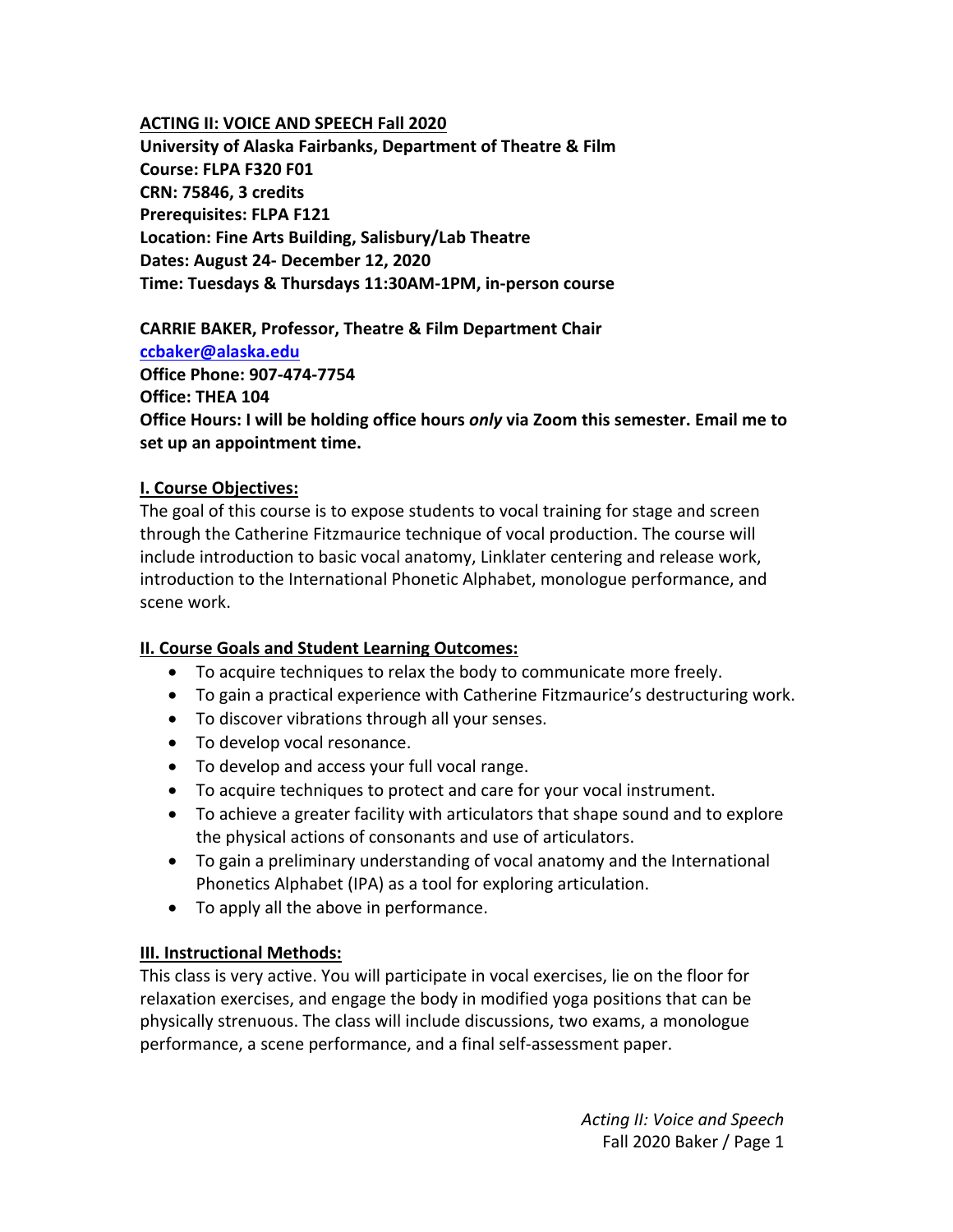**ACTING II: VOICE AND SPEECH Fall 2020**

**University of Alaska Fairbanks, Department of Theatre & Film**
**Course: FLPA F320 F01**
**CRN: 75846, 3 credits**
**Prerequisites: FLPA F121**
**Location: Fine Arts Building, Salisbury/Lab Theatre**
**Dates: August 24- December 12, 2020**
**Time: Tuesdays & Thursdays 11:30AM-1PM, in-person course**

**CARRIE BAKER, Professor, Theatre & Film Department Chair**
**ccbaker@alaska.edu**
**Office Phone: 907-474-7754**
**Office: THEA 104**
**Office Hours: I will be holding office hours *only* via Zoom this semester. Email me to set up an appointment time.**

## I. Course Objectives:

The goal of this course is to expose students to vocal training for stage and screen through the Catherine Fitzmaurice technique of vocal production. The course will include introduction to basic vocal anatomy, Linklater centering and release work, introduction to the International Phonetic Alphabet, monologue performance, and scene work.

## II. Course Goals and Student Learning Outcomes:

- To acquire techniques to relax the body to communicate more freely.
- To gain a practical experience with Catherine Fitzmaurice's destructuring work.
- To discover vibrations through all your senses.
- To develop vocal resonance.
- To develop and access your full vocal range.
- To acquire techniques to protect and care for your vocal instrument.
- To achieve a greater facility with articulators that shape sound and to explore the physical actions of consonants and use of articulators.
- To gain a preliminary understanding of vocal anatomy and the International Phonetics Alphabet (IPA) as a tool for exploring articulation.
- To apply all the above in performance.

## III. Instructional Methods:

This class is very active. You will participate in vocal exercises, lie on the floor for relaxation exercises, and engage the body in modified yoga positions that can be physically strenuous. The class will include discussions, two exams, a monologue performance, a scene performance, and a final self-assessment paper.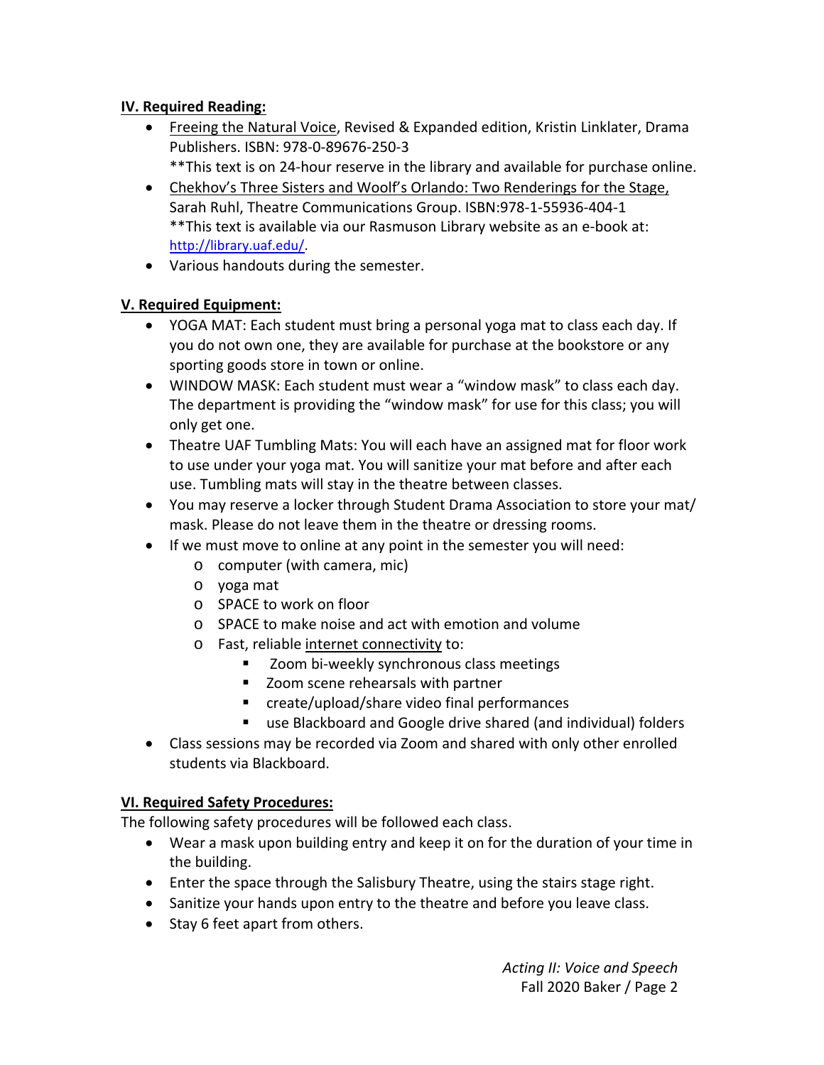### IV. Required Reading:

- Freeing the Natural Voice, Revised & Expanded edition, Kristin Linklater, Drama Publishers. ISBN: 978-0-89676-250-3
  **This text is on 24-hour reserve in the library and available for purchase online.
- Chekhov's Three Sisters and Woolf's Orlando: Two Renderings for the Stage, Sarah Ruhl, Theatre Communications Group. ISBN:978-1-55936-404-1
  **This text is available via our Rasmuson Library website as an e-book at: http://library.uaf.edu/.
- Various handouts during the semester.

### V. Required Equipment:

- YOGA MAT: Each student must bring a personal yoga mat to class each day. If you do not own one, they are available for purchase at the bookstore or any sporting goods store in town or online.
- WINDOW MASK: Each student must wear a "window mask" to class each day. The department is providing the "window mask" for use for this class; you will only get one.
- Theatre UAF Tumbling Mats: You will each have an assigned mat for floor work to use under your yoga mat. You will sanitize your mat before and after each use. Tumbling mats will stay in the theatre between classes.
- You may reserve a locker through Student Drama Association to store your mat/ mask. Please do not leave them in the theatre or dressing rooms.
- If we must move to online at any point in the semester you will need:
  - computer (with camera, mic)
  - yoga mat
  - SPACE to work on floor
  - SPACE to make noise and act with emotion and volume
  - Fast, reliable internet connectivity to:
    - Zoom bi-weekly synchronous class meetings
    - Zoom scene rehearsals with partner
    - create/upload/share video final performances
    - use Blackboard and Google drive shared (and individual) folders
- Class sessions may be recorded via Zoom and shared with only other enrolled students via Blackboard.

### VI. Required Safety Procedures:

The following safety procedures will be followed each class.

- Wear a mask upon building entry and keep it on for the duration of your time in the building.
- Enter the space through the Salisbury Theatre, using the stairs stage right.
- Sanitize your hands upon entry to the theatre and before you leave class.
- Stay 6 feet apart from others.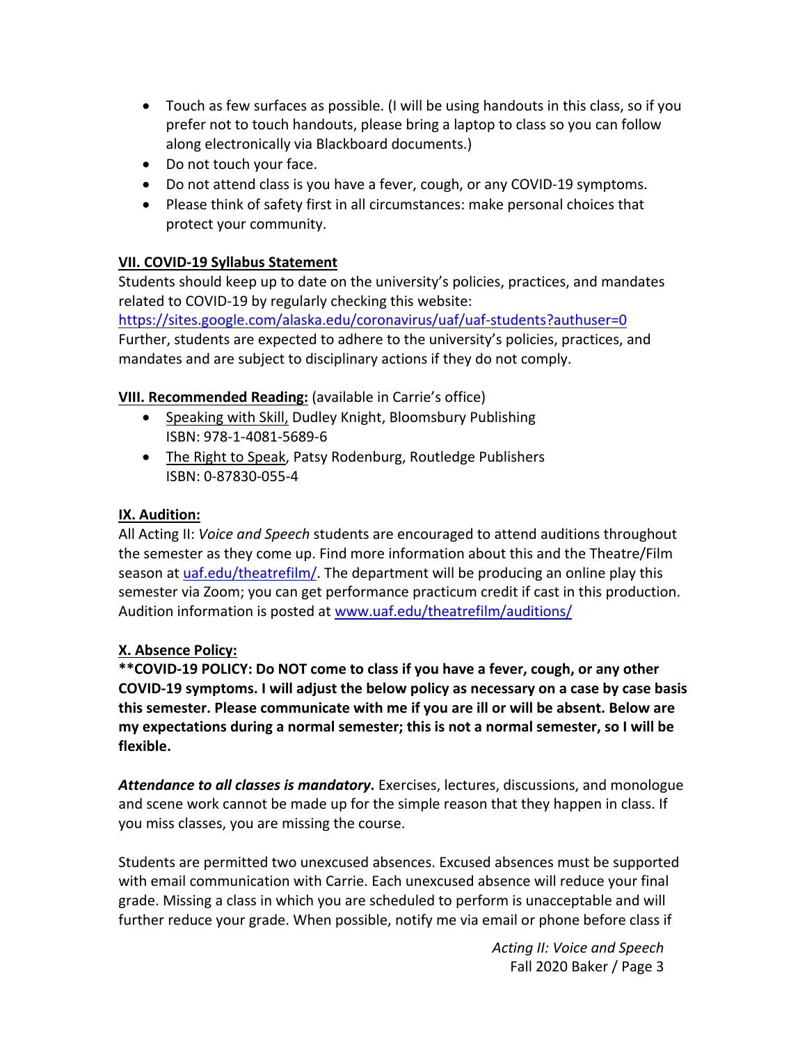- Touch as few surfaces as possible. (I will be using handouts in this class, so if you prefer not to touch handouts, please bring a laptop to class so you can follow along electronically via Blackboard documents.)
- Do not touch your face.
- Do not attend class is you have a fever, cough, or any COVID-19 symptoms.
- Please think of safety first in all circumstances: make personal choices that protect your community.

## VII. COVID-19 Syllabus Statement

Students should keep up to date on the university's policies, practices, and mandates related to COVID-19 by regularly checking this website: https://sites.google.com/alaska.edu/coronavirus/uaf/uaf-students?authuser=0 Further, students are expected to adhere to the university's policies, practices, and mandates and are subject to disciplinary actions if they do not comply.

## VIII. Recommended Reading: (available in Carrie's office)

- Speaking with Skill, Dudley Knight, Bloomsbury Publishing ISBN: 978-1-4081-5689-6
- The Right to Speak, Patsy Rodenburg, Routledge Publishers ISBN: 0-87830-055-4

## IX. Audition:

All Acting II: *Voice and Speech* students are encouraged to attend auditions throughout the semester as they come up. Find more information about this and the Theatre/Film season at uaf.edu/theatrefilm/. The department will be producing an online play this semester via Zoom; you can get performance practicum credit if cast in this production. Audition information is posted at www.uaf.edu/theatrefilm/auditions/

## X. Absence Policy:

**\*\*COVID-19 POLICY: Do NOT come to class if you have a fever, cough, or any other COVID-19 symptoms. I will adjust the below policy as necessary on a case by case basis this semester. Please communicate with me if you are ill or will be absent. Below are my expectations during a normal semester; this is not a normal semester, so I will be flexible.**

***Attendance to all classes is mandatory*.** Exercises, lectures, discussions, and monologue and scene work cannot be made up for the simple reason that they happen in class. If you miss classes, you are missing the course.

Students are permitted two unexcused absences. Excused absences must be supported with email communication with Carrie. Each unexcused absence will reduce your final grade. Missing a class in which you are scheduled to perform is unacceptable and will further reduce your grade. When possible, notify me via email or phone before class if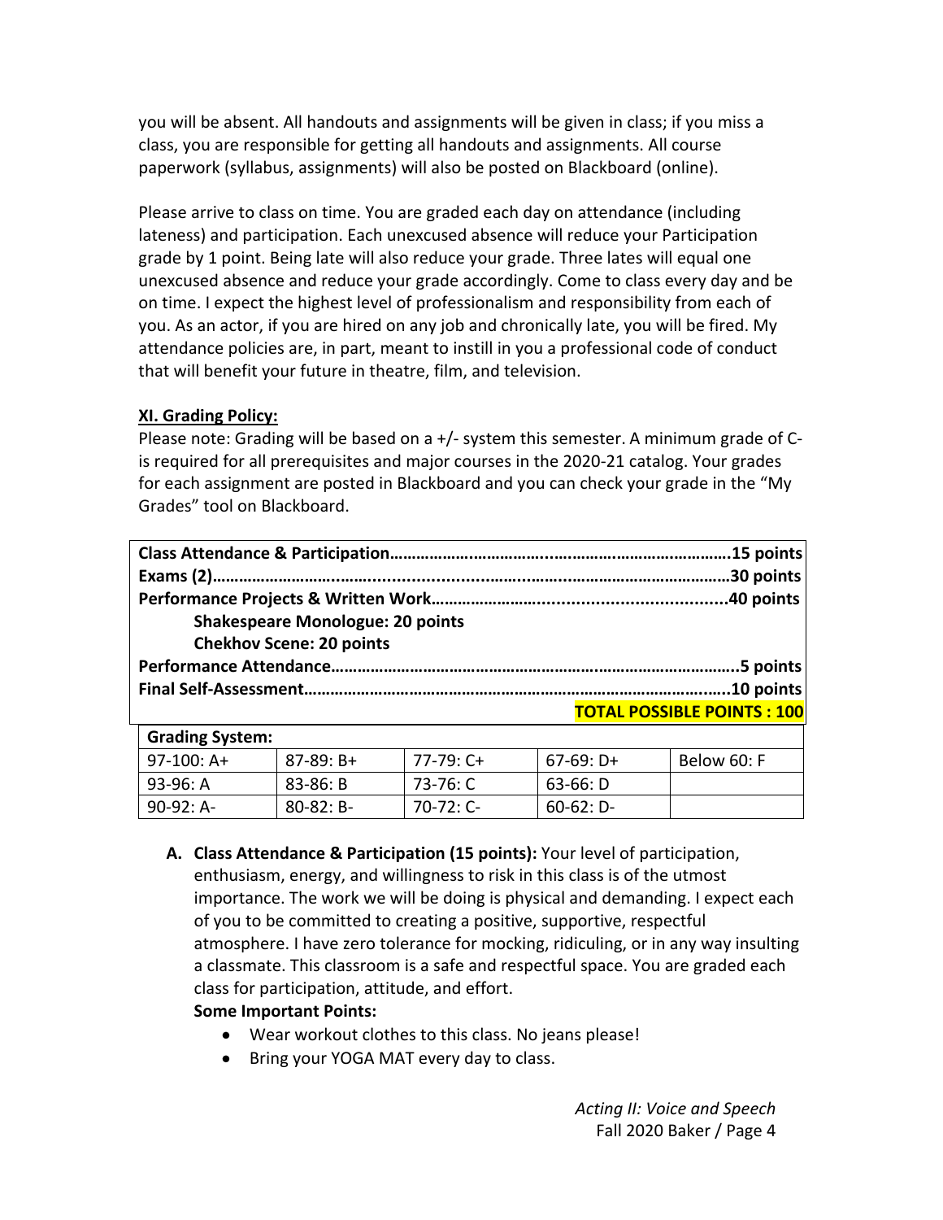you will be absent. All handouts and assignments will be given in class; if you miss a class, you are responsible for getting all handouts and assignments. All course paperwork (syllabus, assignments) will also be posted on Blackboard (online).

Please arrive to class on time. You are graded each day on attendance (including lateness) and participation. Each unexcused absence will reduce your Participation grade by 1 point. Being late will also reduce your grade. Three lates will equal one unexcused absence and reduce your grade accordingly. Come to class every day and be on time. I expect the highest level of professionalism and responsibility from each of you. As an actor, if you are hired on any job and chronically late, you will be fired. My attendance policies are, in part, meant to instill in you a professional code of conduct that will benefit your future in theatre, film, and television.

## XI. Grading Policy:

Please note: Grading will be based on a +/- system this semester. A minimum grade of C- is required for all prerequisites and major courses in the 2020-21 catalog. Your grades for each assignment are posted in Blackboard and you can check your grade in the "My Grades" tool on Blackboard.

**Class Attendance & Participation……………………………………………………………….15 points**
**Exams (2)…………………………………………………………………………………………………30 points**
**Performance Projects & Written Work……………………………………………………..40 points**
- **Shakespeare Monologue: 20 points**
- **Chekhov Scene: 20 points**

**Performance Attendance………………………………………………………………………………..5 points**
**Final Self-Assessment…………………………………………………………………………………..10 points**
**TOTAL POSSIBLE POINTS : 100**

| Grading System: | | | | |
|---|---|---|---|---|
| 97-100: A+ | 87-89: B+ | 77-79: C+ | 67-69: D+ | Below 60: F |
| 93-96: A | 83-86: B | 73-76: C | 63-66: D | |
| 90-92: A- | 80-82: B- | 70-72: C- | 60-62: D- | |

A. **Class Attendance & Participation (15 points):** Your level of participation, enthusiasm, energy, and willingness to risk in this class is of the utmost importance. The work we will be doing is physical and demanding. I expect each of you to be committed to creating a positive, supportive, respectful atmosphere. I have zero tolerance for mocking, ridiculing, or in any way insulting a classmate. This classroom is a safe and respectful space. You are graded each class for participation, attitude, and effort.
   **Some Important Points:**
   - Wear workout clothes to this class. No jeans please!
   - Bring your YOGA MAT every day to class.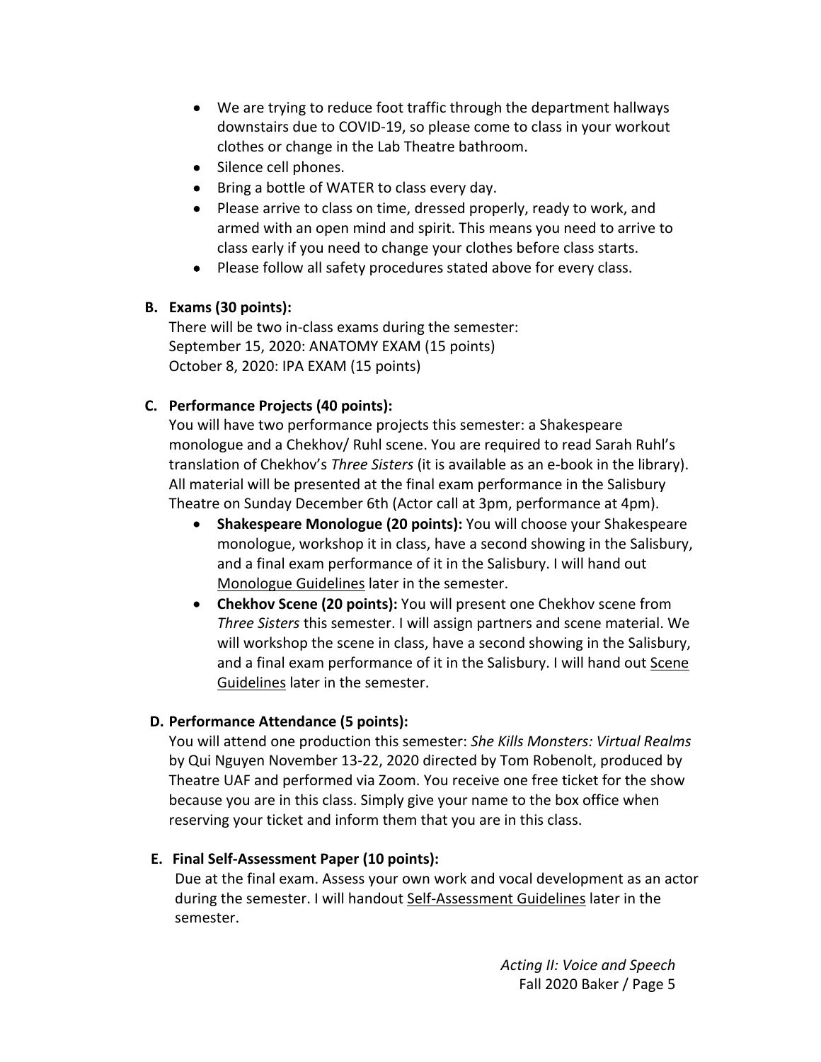- We are trying to reduce foot traffic through the department hallways downstairs due to COVID-19, so please come to class in your workout clothes or change in the Lab Theatre bathroom.
- Silence cell phones.
- Bring a bottle of WATER to class every day.
- Please arrive to class on time, dressed properly, ready to work, and armed with an open mind and spirit. This means you need to arrive to class early if you need to change your clothes before class starts.
- Please follow all safety procedures stated above for every class.

**B. Exams (30 points):**

There will be two in-class exams during the semester:
September 15, 2020: ANATOMY EXAM (15 points)
October 8, 2020: IPA EXAM (15 points)

**C. Performance Projects (40 points):**

You will have two performance projects this semester: a Shakespeare monologue and a Chekhov/ Ruhl scene. You are required to read Sarah Ruhl's translation of Chekhov's *Three Sisters* (it is available as an e-book in the library). All material will be presented at the final exam performance in the Salisbury Theatre on Sunday December 6th (Actor call at 3pm, performance at 4pm).

- **Shakespeare Monologue (20 points):** You will choose your Shakespeare monologue, workshop it in class, have a second showing in the Salisbury, and a final exam performance of it in the Salisbury. I will hand out Monologue Guidelines later in the semester.
- **Chekhov Scene (20 points):** You will present one Chekhov scene from *Three Sisters* this semester. I will assign partners and scene material. We will workshop the scene in class, have a second showing in the Salisbury, and a final exam performance of it in the Salisbury. I will hand out Scene Guidelines later in the semester.

**D. Performance Attendance (5 points):**

You will attend one production this semester: *She Kills Monsters: Virtual Realms* by Qui Nguyen November 13-22, 2020 directed by Tom Robenolt, produced by Theatre UAF and performed via Zoom. You receive one free ticket for the show because you are in this class. Simply give your name to the box office when reserving your ticket and inform them that you are in this class.

**E. Final Self-Assessment Paper (10 points):**

Due at the final exam. Assess your own work and vocal development as an actor during the semester. I will handout Self-Assessment Guidelines later in the semester.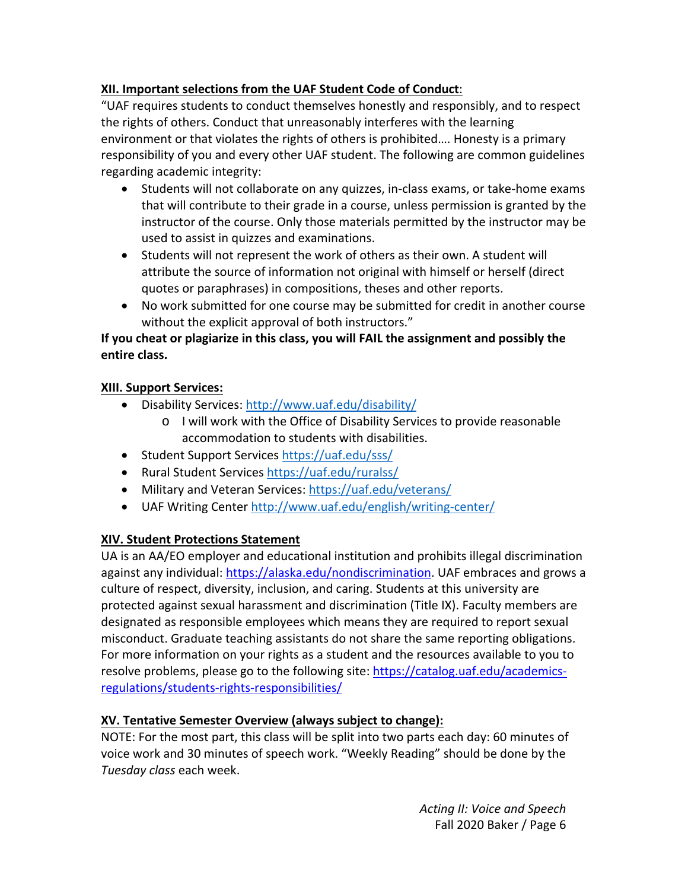**XII. Important selections from the UAF Student Code of Conduct**:

"UAF requires students to conduct themselves honestly and responsibly, and to respect the rights of others. Conduct that unreasonably interferes with the learning environment or that violates the rights of others is prohibited…. Honesty is a primary responsibility of you and every other UAF student. The following are common guidelines regarding academic integrity:

- Students will not collaborate on any quizzes, in-class exams, or take-home exams that will contribute to their grade in a course, unless permission is granted by the instructor of the course. Only those materials permitted by the instructor may be used to assist in quizzes and examinations.
- Students will not represent the work of others as their own. A student will attribute the source of information not original with himself or herself (direct quotes or paraphrases) in compositions, theses and other reports.
- No work submitted for one course may be submitted for credit in another course without the explicit approval of both instructors."

**If you cheat or plagiarize in this class, you will FAIL the assignment and possibly the entire class.**

**XIII. Support Services:**

- Disability Services: http://www.uaf.edu/disability/
  - I will work with the Office of Disability Services to provide reasonable accommodation to students with disabilities.
- Student Support Services https://uaf.edu/sss/
- Rural Student Services https://uaf.edu/ruralss/
- Military and Veteran Services: https://uaf.edu/veterans/
- UAF Writing Center http://www.uaf.edu/english/writing-center/

**XIV. Student Protections Statement**

UA is an AA/EO employer and educational institution and prohibits illegal discrimination against any individual: https://alaska.edu/nondiscrimination. UAF embraces and grows a culture of respect, diversity, inclusion, and caring. Students at this university are protected against sexual harassment and discrimination (Title IX). Faculty members are designated as responsible employees which means they are required to report sexual misconduct. Graduate teaching assistants do not share the same reporting obligations. For more information on your rights as a student and the resources available to you to resolve problems, please go to the following site: https://catalog.uaf.edu/academics-regulations/students-rights-responsibilities/

**XV. Tentative Semester Overview (always subject to change):**

NOTE: For the most part, this class will be split into two parts each day: 60 minutes of voice work and 30 minutes of speech work. "Weekly Reading" should be done by the *Tuesday class* each week.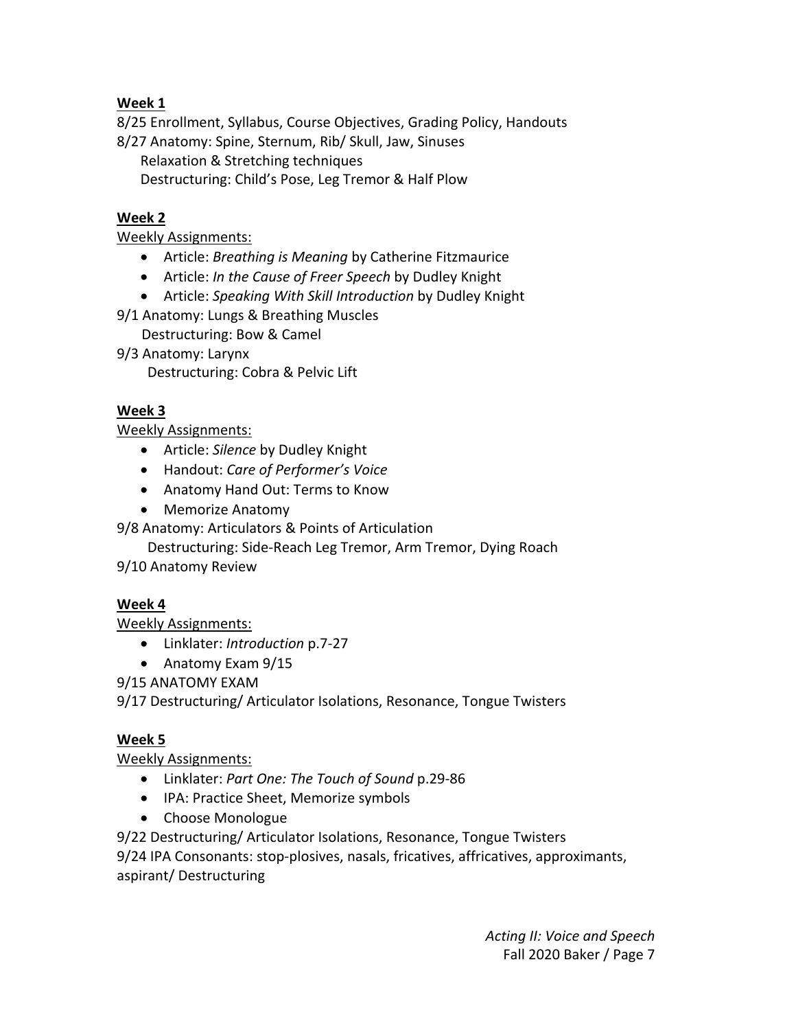**Week 1**

8/25 Enrollment, Syllabus, Course Objectives, Grading Policy, Handouts
8/27 Anatomy: Spine, Sternum, Rib/ Skull, Jaw, Sinuses
  Relaxation & Stretching techniques
  Destructuring: Child's Pose, Leg Tremor & Half Plow

**Week 2**

Weekly Assignments:

- Article: *Breathing is Meaning* by Catherine Fitzmaurice
- Article: *In the Cause of Freer Speech* by Dudley Knight
- Article: *Speaking With Skill Introduction* by Dudley Knight

9/1 Anatomy: Lungs & Breathing Muscles
  Destructuring: Bow & Camel
9/3 Anatomy: Larynx
  Destructuring: Cobra & Pelvic Lift

**Week 3**

Weekly Assignments:

- Article: *Silence* by Dudley Knight
- Handout: *Care of Performer's Voice*
- Anatomy Hand Out: Terms to Know
- Memorize Anatomy

9/8 Anatomy: Articulators & Points of Articulation
  Destructuring: Side-Reach Leg Tremor, Arm Tremor, Dying Roach
9/10 Anatomy Review

**Week 4**

Weekly Assignments:

- Linklater: *Introduction* p.7-27
- Anatomy Exam 9/15

9/15 ANATOMY EXAM
9/17 Destructuring/ Articulator Isolations, Resonance, Tongue Twisters

**Week 5**

Weekly Assignments:

- Linklater: *Part One: The Touch of Sound* p.29-86
- IPA: Practice Sheet, Memorize symbols
- Choose Monologue

9/22 Destructuring/ Articulator Isolations, Resonance, Tongue Twisters
9/24 IPA Consonants: stop-plosives, nasals, fricatives, affricatives, approximants, aspirant/ Destructuring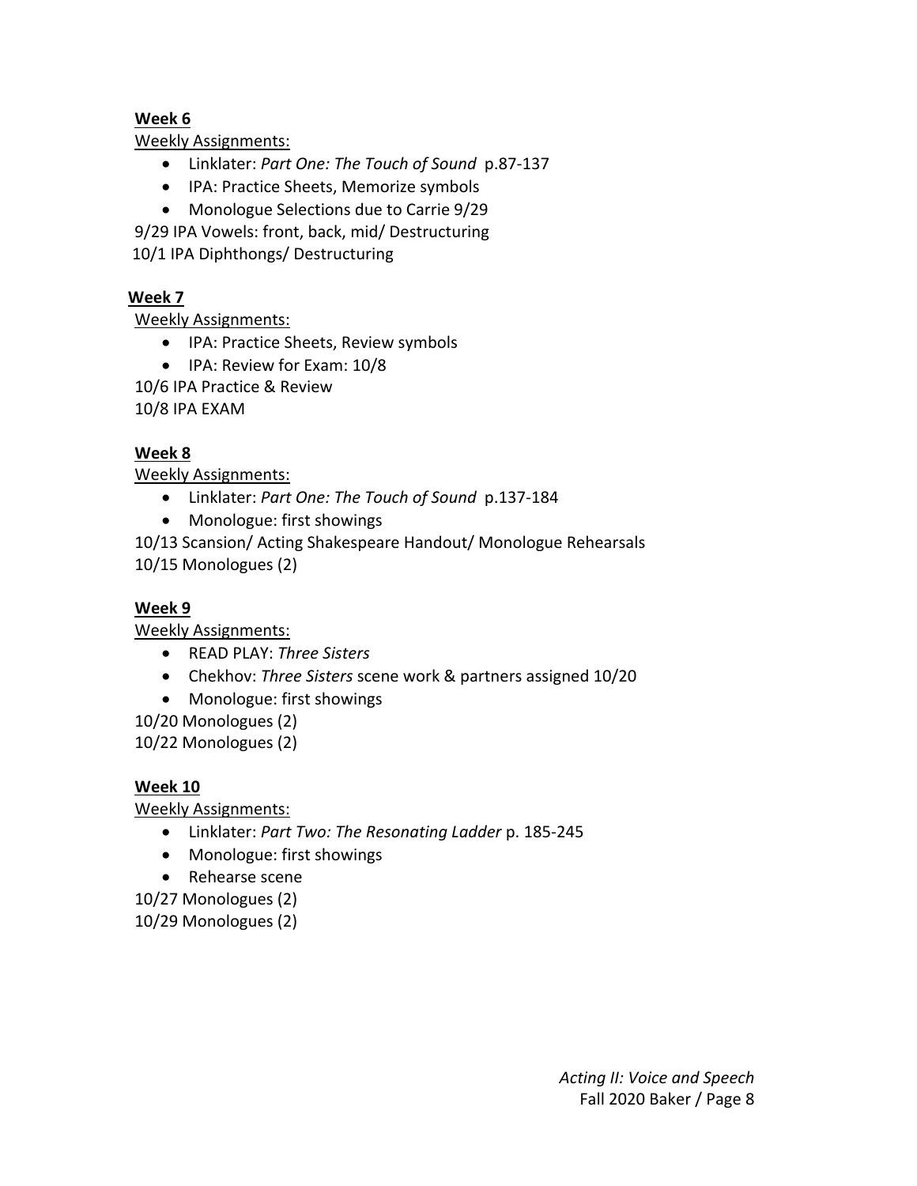**Week 6**

Weekly Assignments:

- Linklater: *Part One: The Touch of Sound* p.87-137
- IPA: Practice Sheets, Memorize symbols
- Monologue Selections due to Carrie 9/29

9/29 IPA Vowels: front, back, mid/ Destructuring

10/1 IPA Diphthongs/ Destructuring

**Week 7**

Weekly Assignments:

- IPA: Practice Sheets, Review symbols
- IPA: Review for Exam: 10/8

10/6 IPA Practice & Review

10/8 IPA EXAM

**Week 8**

Weekly Assignments:

- Linklater: *Part One: The Touch of Sound* p.137-184
- Monologue: first showings

10/13 Scansion/ Acting Shakespeare Handout/ Monologue Rehearsals

10/15 Monologues (2)

**Week 9**

Weekly Assignments:

- READ PLAY: *Three Sisters*
- Chekhov: *Three Sisters* scene work & partners assigned 10/20
- Monologue: first showings

10/20 Monologues (2)

10/22 Monologues (2)

**Week 10**

Weekly Assignments:

- Linklater: *Part Two: The Resonating Ladder* p. 185-245
- Monologue: first showings
- Rehearse scene

10/27 Monologues (2)

10/29 Monologues (2)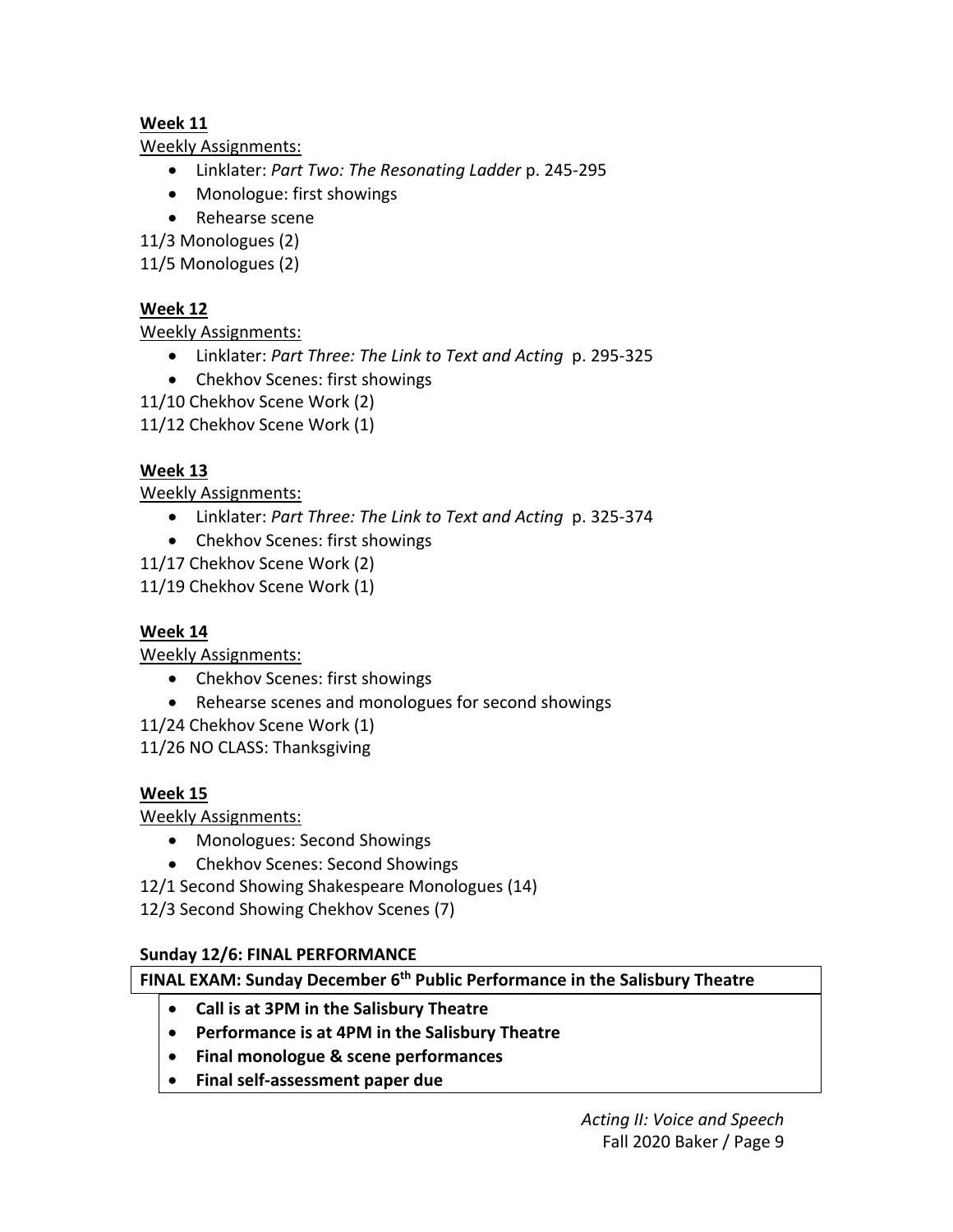**Week 11**

Weekly Assignments:

- Linklater: *Part Two: The Resonating Ladder* p. 245-295
- Monologue: first showings
- Rehearse scene

11/3 Monologues (2)
11/5 Monologues (2)

**Week 12**

Weekly Assignments:

- Linklater: *Part Three: The Link to Text and Acting* p. 295-325
- Chekhov Scenes: first showings

11/10 Chekhov Scene Work (2)
11/12 Chekhov Scene Work (1)

**Week 13**

Weekly Assignments:

- Linklater: *Part Three: The Link to Text and Acting* p. 325-374
- Chekhov Scenes: first showings

11/17 Chekhov Scene Work (2)
11/19 Chekhov Scene Work (1)

**Week 14**

Weekly Assignments:

- Chekhov Scenes: first showings
- Rehearse scenes and monologues for second showings

11/24 Chekhov Scene Work (1)
11/26 NO CLASS: Thanksgiving

**Week 15**

Weekly Assignments:

- Monologues: Second Showings
- Chekhov Scenes: Second Showings

12/1 Second Showing Shakespeare Monologues (14)
12/3 Second Showing Chekhov Scenes (7)

**Sunday 12/6: FINAL PERFORMANCE**

**FINAL EXAM: Sunday December 6th Public Performance in the Salisbury Theatre**

- **Call is at 3PM in the Salisbury Theatre**
- **Performance is at 4PM in the Salisbury Theatre**
- **Final monologue & scene performances**
- **Final self-assessment paper due**